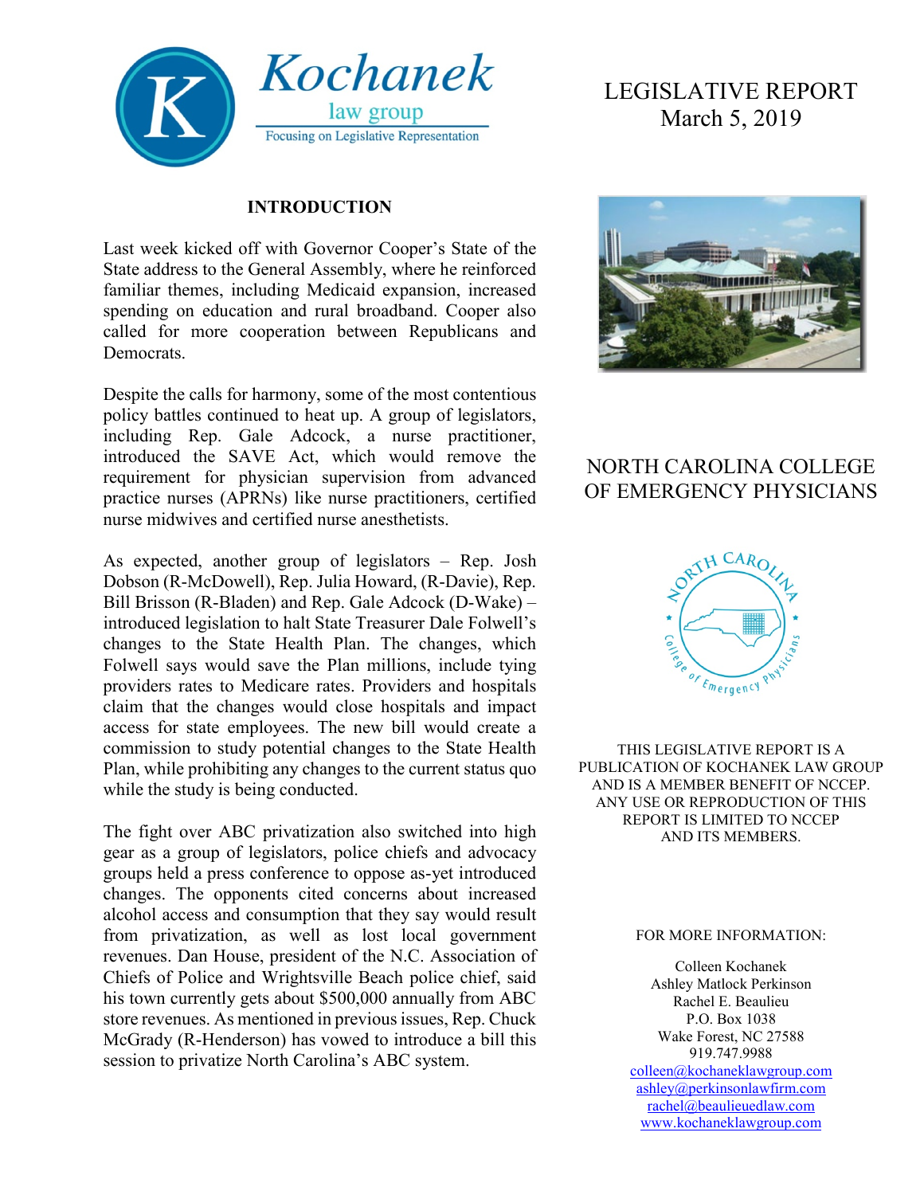Kochanek law group
Focusing on Legislative Representation

# LEGISLATIVE REPORT
March 5, 2019

## NORTH CAROLINA COLLEGE OF EMERGENCY PHYSICIANS

THIS LEGISLATIVE REPORT IS A PUBLICATION OF KOCHANEK LAW GROUP AND IS A MEMBER BENEFIT OF NCCEP. ANY USE OR REPRODUCTION OF THIS REPORT IS LIMITED TO NCCEP AND ITS MEMBERS.

FOR MORE INFORMATION:

Colleen Kochanek
Ashley Matlock Perkinson
Rachel E. Beaulieu
P.O. Box 1038
Wake Forest, NC 27588
919.747.9988
colleen@kochaneklawgroup.com
ashley@perkinsonlawfirm.com
rachel@beaulieuedlaw.com
www.kochaneklawgroup.com

## INTRODUCTION

Last week kicked off with Governor Cooper's State of the State address to the General Assembly, where he reinforced familiar themes, including Medicaid expansion, increased spending on education and rural broadband. Cooper also called for more cooperation between Republicans and Democrats.

Despite the calls for harmony, some of the most contentious policy battles continued to heat up. A group of legislators, including Rep. Gale Adcock, a nurse practitioner, introduced the SAVE Act, which would remove the requirement for physician supervision from advanced practice nurses (APRNs) like nurse practitioners, certified nurse midwives and certified nurse anesthetists.

As expected, another group of legislators – Rep. Josh Dobson (R-McDowell), Rep. Julia Howard, (R-Davie), Rep. Bill Brisson (R-Bladen) and Rep. Gale Adcock (D-Wake) – introduced legislation to halt State Treasurer Dale Folwell's changes to the State Health Plan. The changes, which Folwell says would save the Plan millions, include tying providers rates to Medicare rates. Providers and hospitals claim that the changes would close hospitals and impact access for state employees. The new bill would create a commission to study potential changes to the State Health Plan, while prohibiting any changes to the current status quo while the study is being conducted.

The fight over ABC privatization also switched into high gear as a group of legislators, police chiefs and advocacy groups held a press conference to oppose as-yet introduced changes. The opponents cited concerns about increased alcohol access and consumption that they say would result from privatization, as well as lost local government revenues. Dan House, president of the N.C. Association of Chiefs of Police and Wrightsville Beach police chief, said his town currently gets about $500,000 annually from ABC store revenues. As mentioned in previous issues, Rep. Chuck McGrady (R-Henderson) has vowed to introduce a bill this session to privatize North Carolina's ABC system.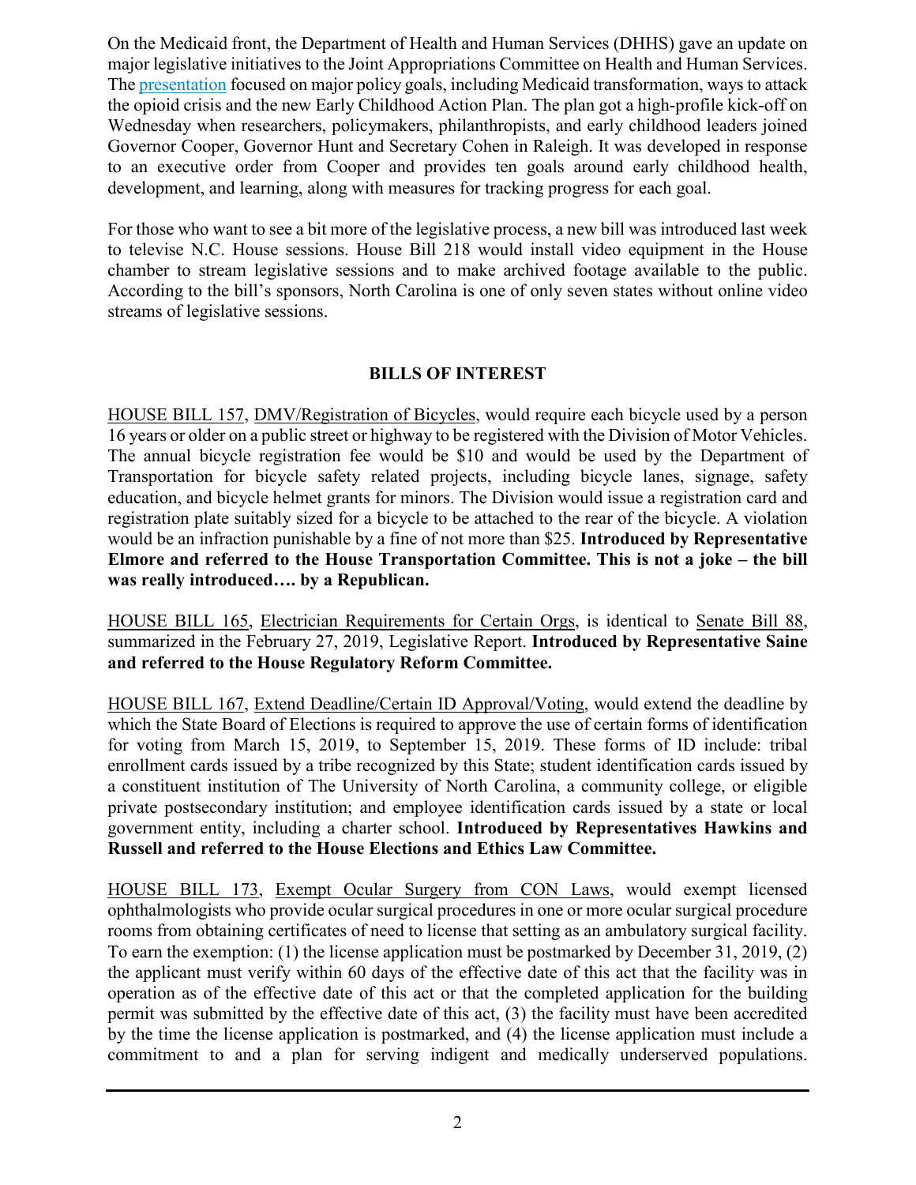On the Medicaid front, the Department of Health and Human Services (DHHS) gave an update on major legislative initiatives to the Joint Appropriations Committee on Health and Human Services. The presentation focused on major policy goals, including Medicaid transformation, ways to attack the opioid crisis and the new Early Childhood Action Plan. The plan got a high-profile kick-off on Wednesday when researchers, policymakers, philanthropists, and early childhood leaders joined Governor Cooper, Governor Hunt and Secretary Cohen in Raleigh. It was developed in response to an executive order from Cooper and provides ten goals around early childhood health, development, and learning, along with measures for tracking progress for each goal.

For those who want to see a bit more of the legislative process, a new bill was introduced last week to televise N.C. House sessions. House Bill 218 would install video equipment in the House chamber to stream legislative sessions and to make archived footage available to the public. According to the bill's sponsors, North Carolina is one of only seven states without online video streams of legislative sessions.

## BILLS OF INTEREST

HOUSE BILL 157, DMV/Registration of Bicycles, would require each bicycle used by a person 16 years or older on a public street or highway to be registered with the Division of Motor Vehicles. The annual bicycle registration fee would be $10 and would be used by the Department of Transportation for bicycle safety related projects, including bicycle lanes, signage, safety education, and bicycle helmet grants for minors. The Division would issue a registration card and registration plate suitably sized for a bicycle to be attached to the rear of the bicycle. A violation would be an infraction punishable by a fine of not more than $25. **Introduced by Representative Elmore and referred to the House Transportation Committee. This is not a joke – the bill was really introduced…. by a Republican.**

HOUSE BILL 165, Electrician Requirements for Certain Orgs, is identical to Senate Bill 88, summarized in the February 27, 2019, Legislative Report. **Introduced by Representative Saine and referred to the House Regulatory Reform Committee.**

HOUSE BILL 167, Extend Deadline/Certain ID Approval/Voting, would extend the deadline by which the State Board of Elections is required to approve the use of certain forms of identification for voting from March 15, 2019, to September 15, 2019. These forms of ID include: tribal enrollment cards issued by a tribe recognized by this State; student identification cards issued by a constituent institution of The University of North Carolina, a community college, or eligible private postsecondary institution; and employee identification cards issued by a state or local government entity, including a charter school. **Introduced by Representatives Hawkins and Russell and referred to the House Elections and Ethics Law Committee.**

HOUSE BILL 173, Exempt Ocular Surgery from CON Laws, would exempt licensed ophthalmologists who provide ocular surgical procedures in one or more ocular surgical procedure rooms from obtaining certificates of need to license that setting as an ambulatory surgical facility. To earn the exemption: (1) the license application must be postmarked by December 31, 2019, (2) the applicant must verify within 60 days of the effective date of this act that the facility was in operation as of the effective date of this act or that the completed application for the building permit was submitted by the effective date of this act, (3) the facility must have been accredited by the time the license application is postmarked, and (4) the license application must include a commitment to and a plan for serving indigent and medically underserved populations.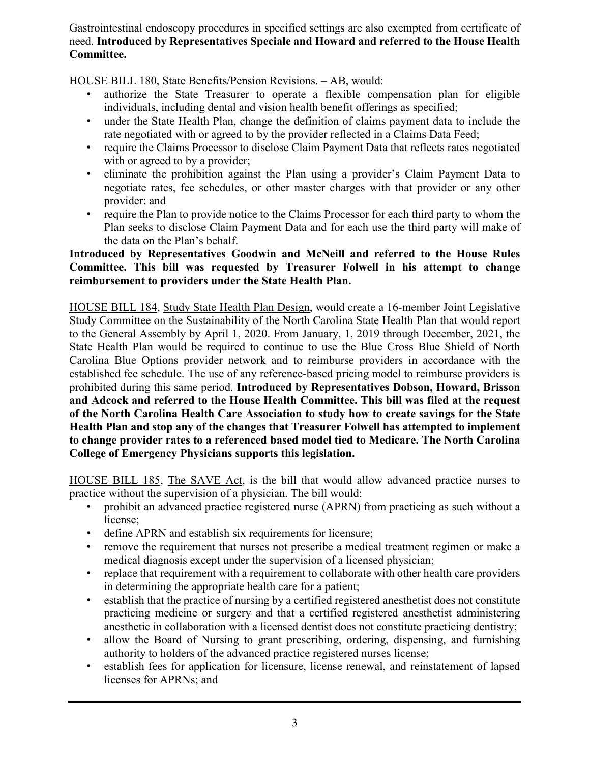Gastrointestinal endoscopy procedures in specified settings are also exempted from certificate of need. **Introduced by Representatives Speciale and Howard and referred to the House Health Committee.**

<u>HOUSE BILL 180</u>, <u>State Benefits/Pension Revisions. – AB</u>, would:

- authorize the State Treasurer to operate a flexible compensation plan for eligible individuals, including dental and vision health benefit offerings as specified;
- under the State Health Plan, change the definition of claims payment data to include the rate negotiated with or agreed to by the provider reflected in a Claims Data Feed;
- require the Claims Processor to disclose Claim Payment Data that reflects rates negotiated with or agreed to by a provider;
- eliminate the prohibition against the Plan using a provider's Claim Payment Data to negotiate rates, fee schedules, or other master charges with that provider or any other provider; and
- require the Plan to provide notice to the Claims Processor for each third party to whom the Plan seeks to disclose Claim Payment Data and for each use the third party will make of the data on the Plan's behalf.

**Introduced by Representatives Goodwin and McNeill and referred to the House Rules Committee. This bill was requested by Treasurer Folwell in his attempt to change reimbursement to providers under the State Health Plan.**

<u>HOUSE BILL 184</u>, <u>Study State Health Plan Design</u>, would create a 16-member Joint Legislative Study Committee on the Sustainability of the North Carolina State Health Plan that would report to the General Assembly by April 1, 2020. From January, 1, 2019 through December, 2021, the State Health Plan would be required to continue to use the Blue Cross Blue Shield of North Carolina Blue Options provider network and to reimburse providers in accordance with the established fee schedule. The use of any reference-based pricing model to reimburse providers is prohibited during this same period. **Introduced by Representatives Dobson, Howard, Brisson and Adcock and referred to the House Health Committee. This bill was filed at the request of the North Carolina Health Care Association to study how to create savings for the State Health Plan and stop any of the changes that Treasurer Folwell has attempted to implement to change provider rates to a referenced based model tied to Medicare. The North Carolina College of Emergency Physicians supports this legislation.**

<u>HOUSE BILL 185</u>, <u>The SAVE Act</u>, is the bill that would allow advanced practice nurses to practice without the supervision of a physician. The bill would:

- prohibit an advanced practice registered nurse (APRN) from practicing as such without a license;
- define APRN and establish six requirements for licensure;
- remove the requirement that nurses not prescribe a medical treatment regimen or make a medical diagnosis except under the supervision of a licensed physician;
- replace that requirement with a requirement to collaborate with other health care providers in determining the appropriate health care for a patient;
- establish that the practice of nursing by a certified registered anesthetist does not constitute practicing medicine or surgery and that a certified registered anesthetist administering anesthetic in collaboration with a licensed dentist does not constitute practicing dentistry;
- allow the Board of Nursing to grant prescribing, ordering, dispensing, and furnishing authority to holders of the advanced practice registered nurses license;
- establish fees for application for licensure, license renewal, and reinstatement of lapsed licenses for APRNs; and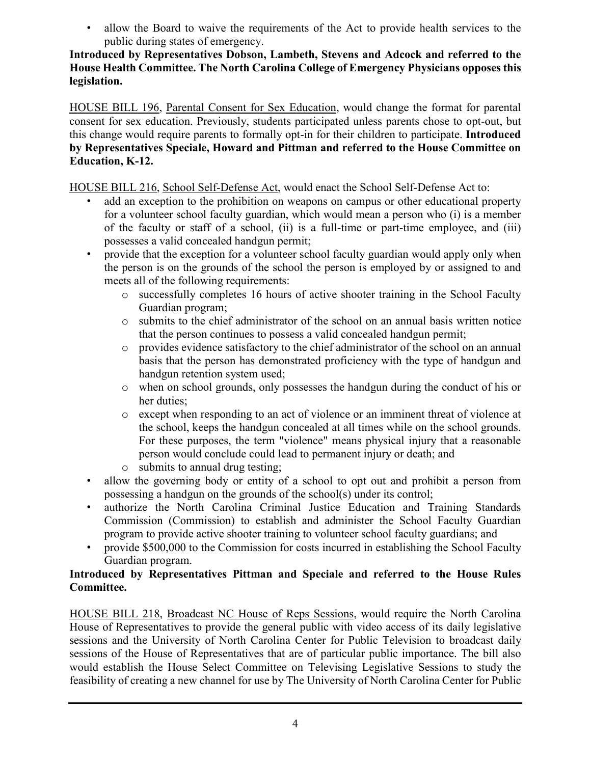- allow the Board to waive the requirements of the Act to provide health services to the public during states of emergency.

**Introduced by Representatives Dobson, Lambeth, Stevens and Adcock and referred to the House Health Committee. The North Carolina College of Emergency Physicians opposes this legislation.**

HOUSE BILL 196, Parental Consent for Sex Education, would change the format for parental consent for sex education. Previously, students participated unless parents chose to opt-out, but this change would require parents to formally opt-in for their children to participate. **Introduced by Representatives Speciale, Howard and Pittman and referred to the House Committee on Education, K-12.**

HOUSE BILL 216, School Self-Defense Act, would enact the School Self-Defense Act to:

- add an exception to the prohibition on weapons on campus or other educational property for a volunteer school faculty guardian, which would mean a person who (i) is a member of the faculty or staff of a school, (ii) is a full-time or part-time employee, and (iii) possesses a valid concealed handgun permit;
- provide that the exception for a volunteer school faculty guardian would apply only when the person is on the grounds of the school the person is employed by or assigned to and meets all of the following requirements:
  - successfully completes 16 hours of active shooter training in the School Faculty Guardian program;
  - submits to the chief administrator of the school on an annual basis written notice that the person continues to possess a valid concealed handgun permit;
  - provides evidence satisfactory to the chief administrator of the school on an annual basis that the person has demonstrated proficiency with the type of handgun and handgun retention system used;
  - when on school grounds, only possesses the handgun during the conduct of his or her duties;
  - except when responding to an act of violence or an imminent threat of violence at the school, keeps the handgun concealed at all times while on the school grounds. For these purposes, the term "violence" means physical injury that a reasonable person would conclude could lead to permanent injury or death; and
  - submits to annual drug testing;
- allow the governing body or entity of a school to opt out and prohibit a person from possessing a handgun on the grounds of the school(s) under its control;
- authorize the North Carolina Criminal Justice Education and Training Standards Commission (Commission) to establish and administer the School Faculty Guardian program to provide active shooter training to volunteer school faculty guardians; and
- provide $500,000 to the Commission for costs incurred in establishing the School Faculty Guardian program.

**Introduced by Representatives Pittman and Speciale and referred to the House Rules Committee.**

HOUSE BILL 218, Broadcast NC House of Reps Sessions, would require the North Carolina House of Representatives to provide the general public with video access of its daily legislative sessions and the University of North Carolina Center for Public Television to broadcast daily sessions of the House of Representatives that are of particular public importance. The bill also would establish the House Select Committee on Televising Legislative Sessions to study the feasibility of creating a new channel for use by The University of North Carolina Center for Public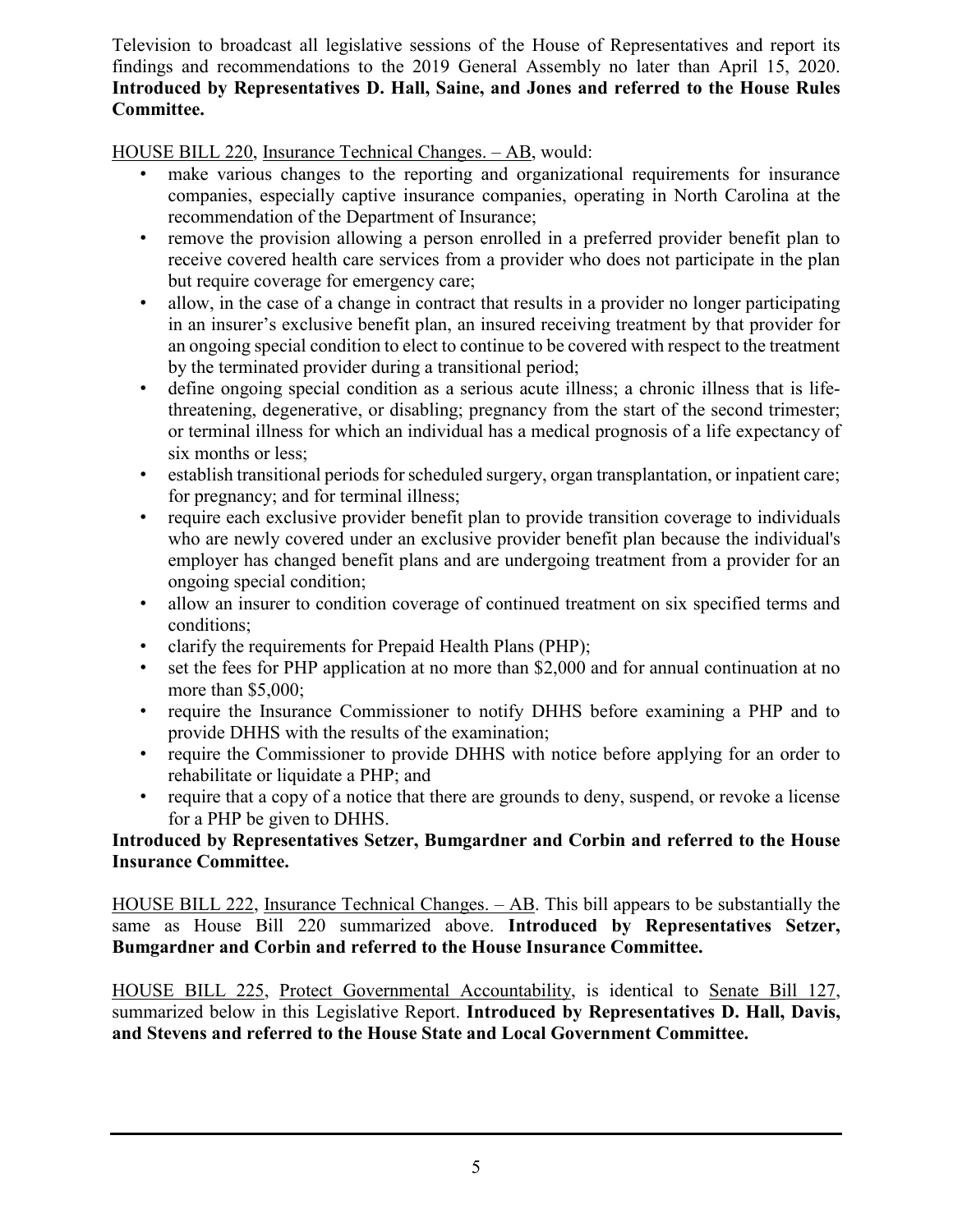Television to broadcast all legislative sessions of the House of Representatives and report its findings and recommendations to the 2019 General Assembly no later than April 15, 2020. **Introduced by Representatives D. Hall, Saine, and Jones and referred to the House Rules Committee.**

HOUSE BILL 220, Insurance Technical Changes. – AB, would:

- make various changes to the reporting and organizational requirements for insurance companies, especially captive insurance companies, operating in North Carolina at the recommendation of the Department of Insurance;
- remove the provision allowing a person enrolled in a preferred provider benefit plan to receive covered health care services from a provider who does not participate in the plan but require coverage for emergency care;
- allow, in the case of a change in contract that results in a provider no longer participating in an insurer's exclusive benefit plan, an insured receiving treatment by that provider for an ongoing special condition to elect to continue to be covered with respect to the treatment by the terminated provider during a transitional period;
- define ongoing special condition as a serious acute illness; a chronic illness that is life-threatening, degenerative, or disabling; pregnancy from the start of the second trimester; or terminal illness for which an individual has a medical prognosis of a life expectancy of six months or less;
- establish transitional periods for scheduled surgery, organ transplantation, or inpatient care; for pregnancy; and for terminal illness;
- require each exclusive provider benefit plan to provide transition coverage to individuals who are newly covered under an exclusive provider benefit plan because the individual's employer has changed benefit plans and are undergoing treatment from a provider for an ongoing special condition;
- allow an insurer to condition coverage of continued treatment on six specified terms and conditions;
- clarify the requirements for Prepaid Health Plans (PHP);
- set the fees for PHP application at no more than $2,000 and for annual continuation at no more than $5,000;
- require the Insurance Commissioner to notify DHHS before examining a PHP and to provide DHHS with the results of the examination;
- require the Commissioner to provide DHHS with notice before applying for an order to rehabilitate or liquidate a PHP; and
- require that a copy of a notice that there are grounds to deny, suspend, or revoke a license for a PHP be given to DHHS.

**Introduced by Representatives Setzer, Bumgardner and Corbin and referred to the House Insurance Committee.**

HOUSE BILL 222, Insurance Technical Changes. – AB. This bill appears to be substantially the same as House Bill 220 summarized above. **Introduced by Representatives Setzer, Bumgardner and Corbin and referred to the House Insurance Committee.**

HOUSE BILL 225, Protect Governmental Accountability, is identical to Senate Bill 127, summarized below in this Legislative Report. **Introduced by Representatives D. Hall, Davis, and Stevens and referred to the House State and Local Government Committee.**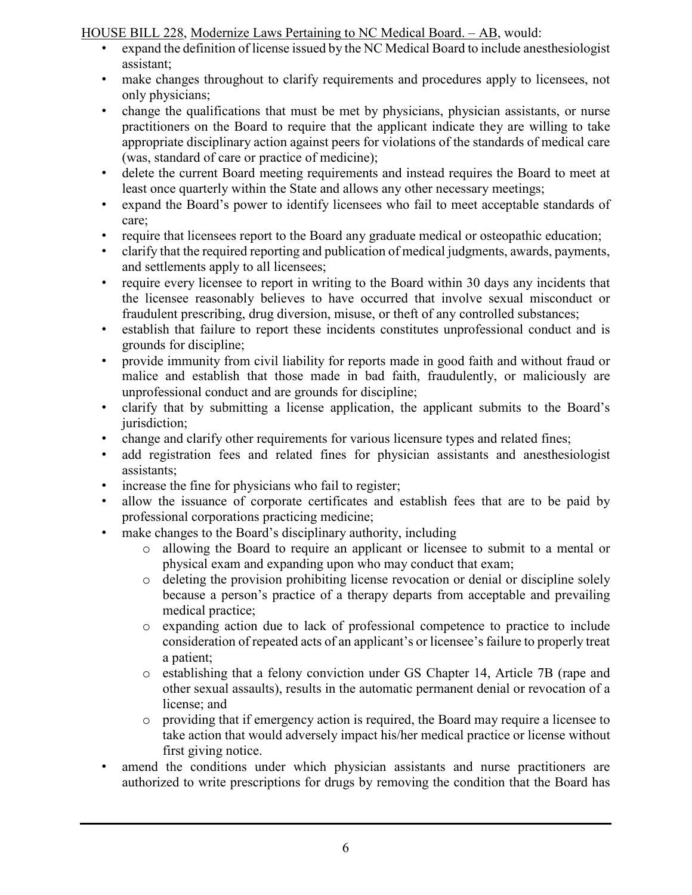HOUSE BILL 228, Modernize Laws Pertaining to NC Medical Board. – AB, would:

- expand the definition of license issued by the NC Medical Board to include anesthesiologist assistant;
- make changes throughout to clarify requirements and procedures apply to licensees, not only physicians;
- change the qualifications that must be met by physicians, physician assistants, or nurse practitioners on the Board to require that the applicant indicate they are willing to take appropriate disciplinary action against peers for violations of the standards of medical care (was, standard of care or practice of medicine);
- delete the current Board meeting requirements and instead requires the Board to meet at least once quarterly within the State and allows any other necessary meetings;
- expand the Board's power to identify licensees who fail to meet acceptable standards of care;
- require that licensees report to the Board any graduate medical or osteopathic education;
- clarify that the required reporting and publication of medical judgments, awards, payments, and settlements apply to all licensees;
- require every licensee to report in writing to the Board within 30 days any incidents that the licensee reasonably believes to have occurred that involve sexual misconduct or fraudulent prescribing, drug diversion, misuse, or theft of any controlled substances;
- establish that failure to report these incidents constitutes unprofessional conduct and is grounds for discipline;
- provide immunity from civil liability for reports made in good faith and without fraud or malice and establish that those made in bad faith, fraudulently, or maliciously are unprofessional conduct and are grounds for discipline;
- clarify that by submitting a license application, the applicant submits to the Board's jurisdiction;
- change and clarify other requirements for various licensure types and related fines;
- add registration fees and related fines for physician assistants and anesthesiologist assistants;
- increase the fine for physicians who fail to register;
- allow the issuance of corporate certificates and establish fees that are to be paid by professional corporations practicing medicine;
- make changes to the Board's disciplinary authority, including
  - allowing the Board to require an applicant or licensee to submit to a mental or physical exam and expanding upon who may conduct that exam;
  - deleting the provision prohibiting license revocation or denial or discipline solely because a person's practice of a therapy departs from acceptable and prevailing medical practice;
  - expanding action due to lack of professional competence to practice to include consideration of repeated acts of an applicant's or licensee's failure to properly treat a patient;
  - establishing that a felony conviction under GS Chapter 14, Article 7B (rape and other sexual assaults), results in the automatic permanent denial or revocation of a license; and
  - providing that if emergency action is required, the Board may require a licensee to take action that would adversely impact his/her medical practice or license without first giving notice.
- amend the conditions under which physician assistants and nurse practitioners are authorized to write prescriptions for drugs by removing the condition that the Board has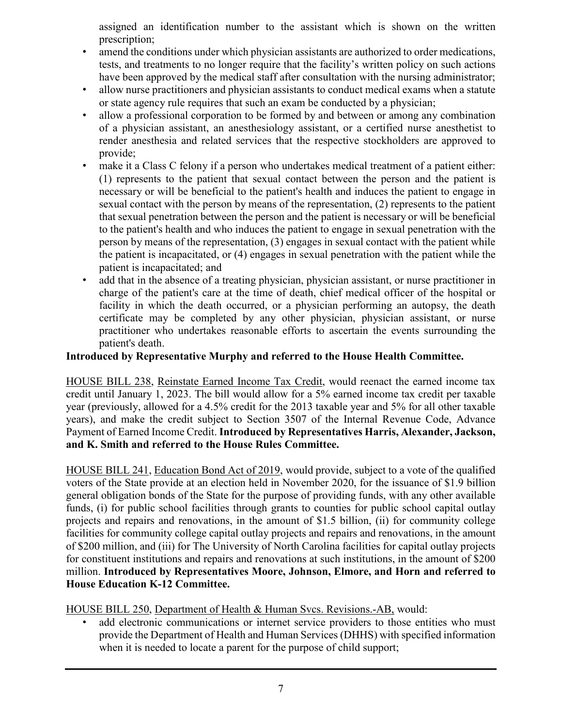assigned an identification number to the assistant which is shown on the written prescription;

- amend the conditions under which physician assistants are authorized to order medications, tests, and treatments to no longer require that the facility's written policy on such actions have been approved by the medical staff after consultation with the nursing administrator;
- allow nurse practitioners and physician assistants to conduct medical exams when a statute or state agency rule requires that such an exam be conducted by a physician;
- allow a professional corporation to be formed by and between or among any combination of a physician assistant, an anesthesiology assistant, or a certified nurse anesthetist to render anesthesia and related services that the respective stockholders are approved to provide;
- make it a Class C felony if a person who undertakes medical treatment of a patient either: (1) represents to the patient that sexual contact between the person and the patient is necessary or will be beneficial to the patient's health and induces the patient to engage in sexual contact with the person by means of the representation, (2) represents to the patient that sexual penetration between the person and the patient is necessary or will be beneficial to the patient's health and who induces the patient to engage in sexual penetration with the person by means of the representation, (3) engages in sexual contact with the patient while the patient is incapacitated, or (4) engages in sexual penetration with the patient while the patient is incapacitated; and
- add that in the absence of a treating physician, physician assistant, or nurse practitioner in charge of the patient's care at the time of death, chief medical officer of the hospital or facility in which the death occurred, or a physician performing an autopsy, the death certificate may be completed by any other physician, physician assistant, or nurse practitioner who undertakes reasonable efforts to ascertain the events surrounding the patient's death.

**Introduced by Representative Murphy and referred to the House Health Committee.**

HOUSE BILL 238, Reinstate Earned Income Tax Credit, would reenact the earned income tax credit until January 1, 2023. The bill would allow for a 5% earned income tax credit per taxable year (previously, allowed for a 4.5% credit for the 2013 taxable year and 5% for all other taxable years), and make the credit subject to Section 3507 of the Internal Revenue Code, Advance Payment of Earned Income Credit. **Introduced by Representatives Harris, Alexander, Jackson, and K. Smith and referred to the House Rules Committee.**

HOUSE BILL 241, Education Bond Act of 2019, would provide, subject to a vote of the qualified voters of the State provide at an election held in November 2020, for the issuance of $1.9 billion general obligation bonds of the State for the purpose of providing funds, with any other available funds, (i) for public school facilities through grants to counties for public school capital outlay projects and repairs and renovations, in the amount of $1.5 billion, (ii) for community college facilities for community college capital outlay projects and repairs and renovations, in the amount of $200 million, and (iii) for The University of North Carolina facilities for capital outlay projects for constituent institutions and repairs and renovations at such institutions, in the amount of $200 million. **Introduced by Representatives Moore, Johnson, Elmore, and Horn and referred to House Education K-12 Committee.**

HOUSE BILL 250, Department of Health & Human Svcs. Revisions.-AB, would:

- add electronic communications or internet service providers to those entities who must provide the Department of Health and Human Services (DHHS) with specified information when it is needed to locate a parent for the purpose of child support;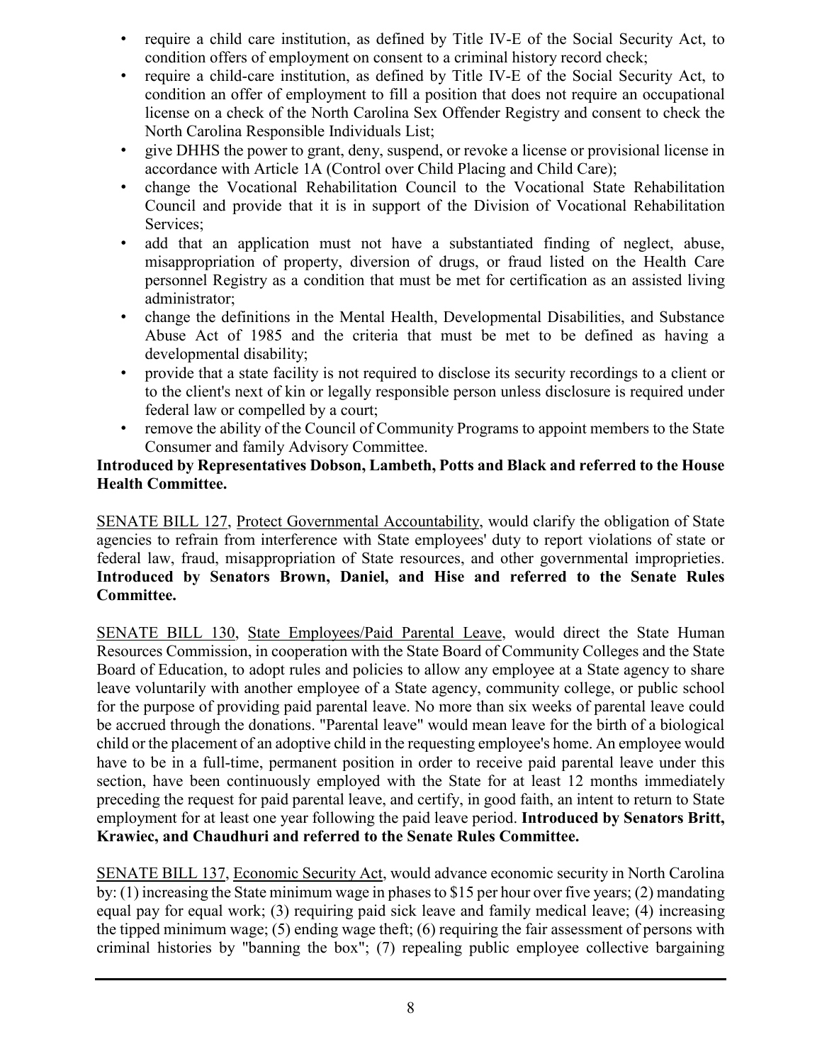- require a child care institution, as defined by Title IV-E of the Social Security Act, to condition offers of employment on consent to a criminal history record check;
- require a child-care institution, as defined by Title IV-E of the Social Security Act, to condition an offer of employment to fill a position that does not require an occupational license on a check of the North Carolina Sex Offender Registry and consent to check the North Carolina Responsible Individuals List;
- give DHHS the power to grant, deny, suspend, or revoke a license or provisional license in accordance with Article 1A (Control over Child Placing and Child Care);
- change the Vocational Rehabilitation Council to the Vocational State Rehabilitation Council and provide that it is in support of the Division of Vocational Rehabilitation Services;
- add that an application must not have a substantiated finding of neglect, abuse, misappropriation of property, diversion of drugs, or fraud listed on the Health Care personnel Registry as a condition that must be met for certification as an assisted living administrator;
- change the definitions in the Mental Health, Developmental Disabilities, and Substance Abuse Act of 1985 and the criteria that must be met to be defined as having a developmental disability;
- provide that a state facility is not required to disclose its security recordings to a client or to the client's next of kin or legally responsible person unless disclosure is required under federal law or compelled by a court;
- remove the ability of the Council of Community Programs to appoint members to the State Consumer and family Advisory Committee.

**Introduced by Representatives Dobson, Lambeth, Potts and Black and referred to the House Health Committee.**

SENATE BILL 127, Protect Governmental Accountability, would clarify the obligation of State agencies to refrain from interference with State employees' duty to report violations of state or federal law, fraud, misappropriation of State resources, and other governmental improprieties. **Introduced by Senators Brown, Daniel, and Hise and referred to the Senate Rules Committee.**

SENATE BILL 130, State Employees/Paid Parental Leave, would direct the State Human Resources Commission, in cooperation with the State Board of Community Colleges and the State Board of Education, to adopt rules and policies to allow any employee at a State agency to share leave voluntarily with another employee of a State agency, community college, or public school for the purpose of providing paid parental leave. No more than six weeks of parental leave could be accrued through the donations. "Parental leave" would mean leave for the birth of a biological child or the placement of an adoptive child in the requesting employee's home. An employee would have to be in a full-time, permanent position in order to receive paid parental leave under this section, have been continuously employed with the State for at least 12 months immediately preceding the request for paid parental leave, and certify, in good faith, an intent to return to State employment for at least one year following the paid leave period. **Introduced by Senators Britt, Krawiec, and Chaudhuri and referred to the Senate Rules Committee.**

SENATE BILL 137, Economic Security Act, would advance economic security in North Carolina by: (1) increasing the State minimum wage in phases to $15 per hour over five years; (2) mandating equal pay for equal work; (3) requiring paid sick leave and family medical leave; (4) increasing the tipped minimum wage; (5) ending wage theft; (6) requiring the fair assessment of persons with criminal histories by "banning the box"; (7) repealing public employee collective bargaining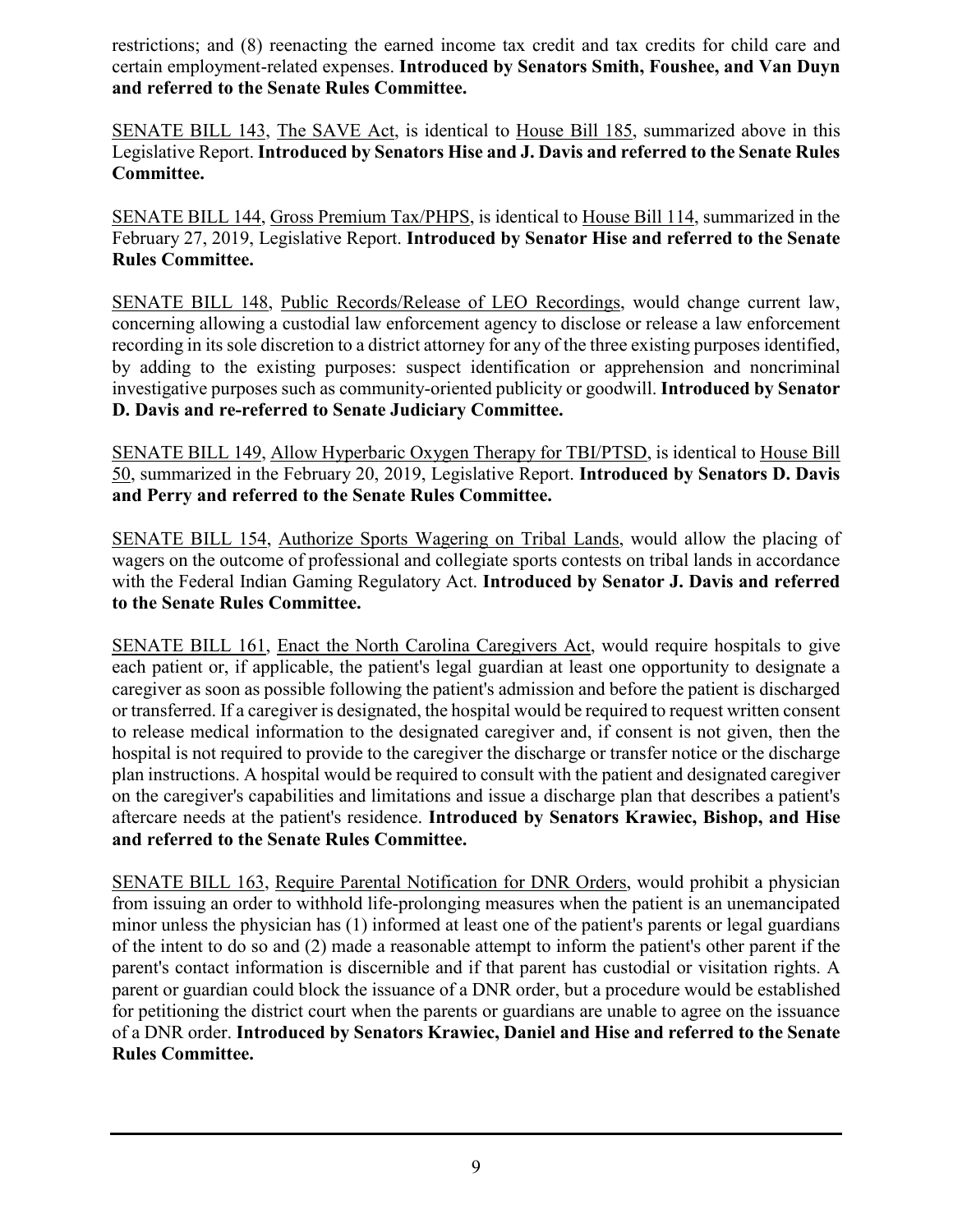restrictions; and (8) reenacting the earned income tax credit and tax credits for child care and certain employment-related expenses. **Introduced by Senators Smith, Foushee, and Van Duyn and referred to the Senate Rules Committee.**

SENATE BILL 143, The SAVE Act, is identical to House Bill 185, summarized above in this Legislative Report. **Introduced by Senators Hise and J. Davis and referred to the Senate Rules Committee.**

SENATE BILL 144, Gross Premium Tax/PHPS, is identical to House Bill 114, summarized in the February 27, 2019, Legislative Report. **Introduced by Senator Hise and referred to the Senate Rules Committee.**

SENATE BILL 148, Public Records/Release of LEO Recordings, would change current law, concerning allowing a custodial law enforcement agency to disclose or release a law enforcement recording in its sole discretion to a district attorney for any of the three existing purposes identified, by adding to the existing purposes: suspect identification or apprehension and noncriminal investigative purposes such as community-oriented publicity or goodwill. **Introduced by Senator D. Davis and re-referred to Senate Judiciary Committee.**

SENATE BILL 149, Allow Hyperbaric Oxygen Therapy for TBI/PTSD, is identical to House Bill 50, summarized in the February 20, 2019, Legislative Report. **Introduced by Senators D. Davis and Perry and referred to the Senate Rules Committee.**

SENATE BILL 154, Authorize Sports Wagering on Tribal Lands, would allow the placing of wagers on the outcome of professional and collegiate sports contests on tribal lands in accordance with the Federal Indian Gaming Regulatory Act. **Introduced by Senator J. Davis and referred to the Senate Rules Committee.**

SENATE BILL 161, Enact the North Carolina Caregivers Act, would require hospitals to give each patient or, if applicable, the patient's legal guardian at least one opportunity to designate a caregiver as soon as possible following the patient's admission and before the patient is discharged or transferred. If a caregiver is designated, the hospital would be required to request written consent to release medical information to the designated caregiver and, if consent is not given, then the hospital is not required to provide to the caregiver the discharge or transfer notice or the discharge plan instructions. A hospital would be required to consult with the patient and designated caregiver on the caregiver's capabilities and limitations and issue a discharge plan that describes a patient's aftercare needs at the patient's residence. **Introduced by Senators Krawiec, Bishop, and Hise and referred to the Senate Rules Committee.**

SENATE BILL 163, Require Parental Notification for DNR Orders, would prohibit a physician from issuing an order to withhold life-prolonging measures when the patient is an unemancipated minor unless the physician has (1) informed at least one of the patient's parents or legal guardians of the intent to do so and (2) made a reasonable attempt to inform the patient's other parent if the parent's contact information is discernible and if that parent has custodial or visitation rights. A parent or guardian could block the issuance of a DNR order, but a procedure would be established for petitioning the district court when the parents or guardians are unable to agree on the issuance of a DNR order. **Introduced by Senators Krawiec, Daniel and Hise and referred to the Senate Rules Committee.**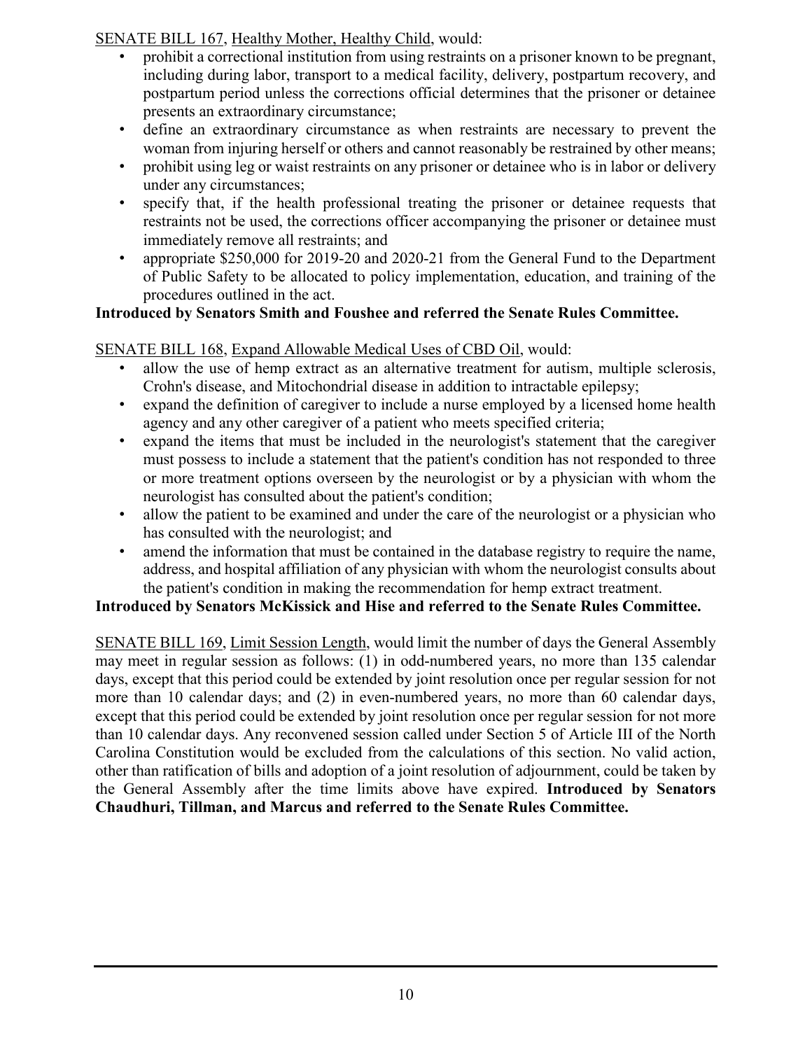SENATE BILL 167, Healthy Mother, Healthy Child, would:

- prohibit a correctional institution from using restraints on a prisoner known to be pregnant, including during labor, transport to a medical facility, delivery, postpartum recovery, and postpartum period unless the corrections official determines that the prisoner or detainee presents an extraordinary circumstance;
- define an extraordinary circumstance as when restraints are necessary to prevent the woman from injuring herself or others and cannot reasonably be restrained by other means;
- prohibit using leg or waist restraints on any prisoner or detainee who is in labor or delivery under any circumstances;
- specify that, if the health professional treating the prisoner or detainee requests that restraints not be used, the corrections officer accompanying the prisoner or detainee must immediately remove all restraints; and
- appropriate $250,000 for 2019-20 and 2020-21 from the General Fund to the Department of Public Safety to be allocated to policy implementation, education, and training of the procedures outlined in the act.

**Introduced by Senators Smith and Foushee and referred the Senate Rules Committee.**

SENATE BILL 168, Expand Allowable Medical Uses of CBD Oil, would:

- allow the use of hemp extract as an alternative treatment for autism, multiple sclerosis, Crohn's disease, and Mitochondrial disease in addition to intractable epilepsy;
- expand the definition of caregiver to include a nurse employed by a licensed home health agency and any other caregiver of a patient who meets specified criteria;
- expand the items that must be included in the neurologist's statement that the caregiver must possess to include a statement that the patient's condition has not responded to three or more treatment options overseen by the neurologist or by a physician with whom the neurologist has consulted about the patient's condition;
- allow the patient to be examined and under the care of the neurologist or a physician who has consulted with the neurologist; and
- amend the information that must be contained in the database registry to require the name, address, and hospital affiliation of any physician with whom the neurologist consults about the patient's condition in making the recommendation for hemp extract treatment.

**Introduced by Senators McKissick and Hise and referred to the Senate Rules Committee.**

SENATE BILL 169, Limit Session Length, would limit the number of days the General Assembly may meet in regular session as follows: (1) in odd-numbered years, no more than 135 calendar days, except that this period could be extended by joint resolution once per regular session for not more than 10 calendar days; and (2) in even-numbered years, no more than 60 calendar days, except that this period could be extended by joint resolution once per regular session for not more than 10 calendar days. Any reconvened session called under Section 5 of Article III of the North Carolina Constitution would be excluded from the calculations of this section. No valid action, other than ratification of bills and adoption of a joint resolution of adjournment, could be taken by the General Assembly after the time limits above have expired. **Introduced by Senators Chaudhuri, Tillman, and Marcus and referred to the Senate Rules Committee.**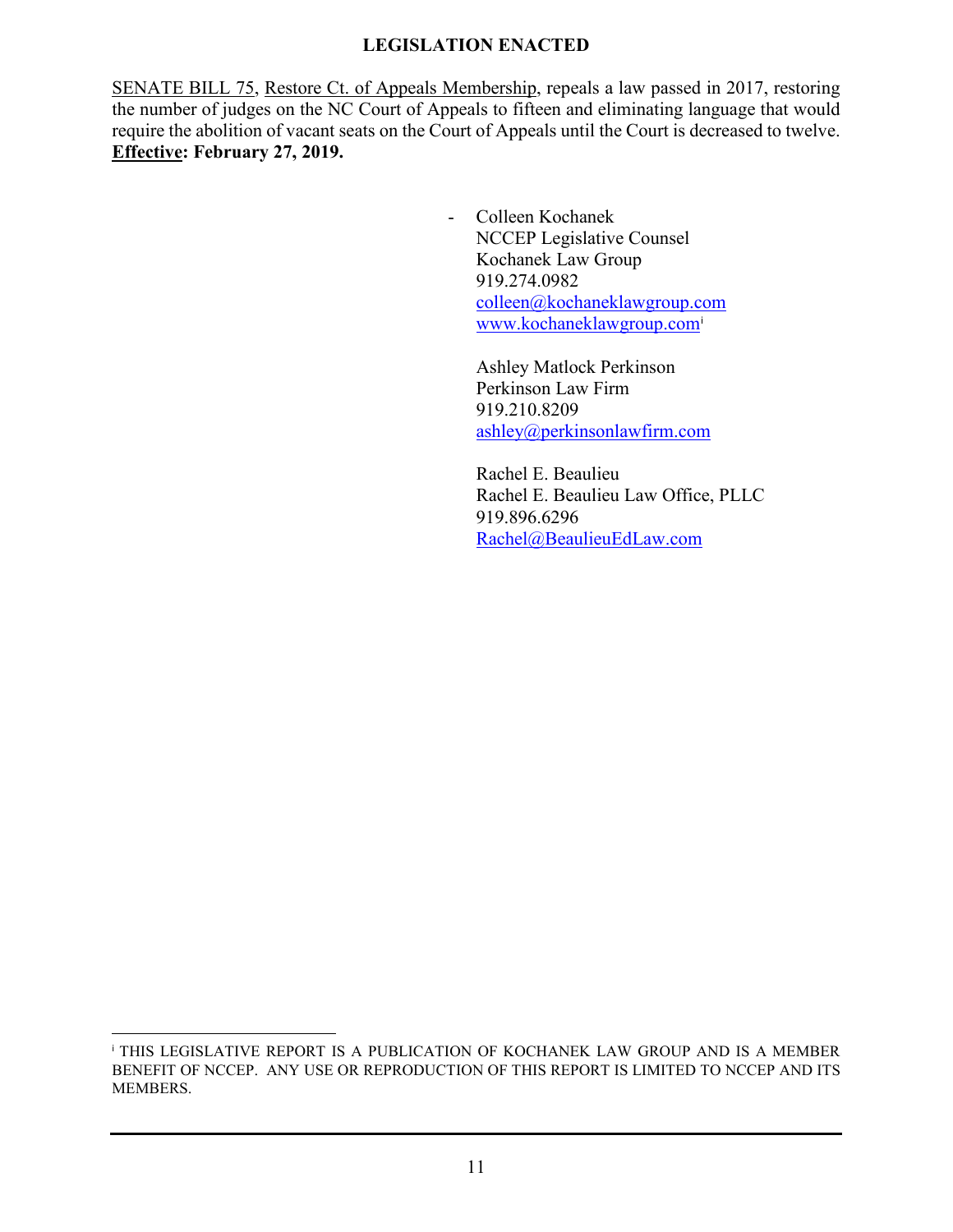**LEGISLATION ENACTED**

SENATE BILL 75, Restore Ct. of Appeals Membership, repeals a law passed in 2017, restoring the number of judges on the NC Court of Appeals to fifteen and eliminating language that would require the abolition of vacant seats on the Court of Appeals until the Court is decreased to twelve. **Effective: February 27, 2019.**

\- Colleen Kochanek
NCCEP Legislative Counsel
Kochanek Law Group
919.274.0982
colleen@kochaneklawgroup.com
www.kochaneklawgroup.com[i]

Ashley Matlock Perkinson
Perkinson Law Firm
919.210.8209
ashley@perkinsonlawfirm.com

Rachel E. Beaulieu
Rachel E. Beaulieu Law Office, PLLC
919.896.6296
Rachel@BeaulieuEdLaw.com

---

[i] THIS LEGISLATIVE REPORT IS A PUBLICATION OF KOCHANEK LAW GROUP AND IS A MEMBER BENEFIT OF NCCEP. ANY USE OR REPRODUCTION OF THIS REPORT IS LIMITED TO NCCEP AND ITS MEMBERS.